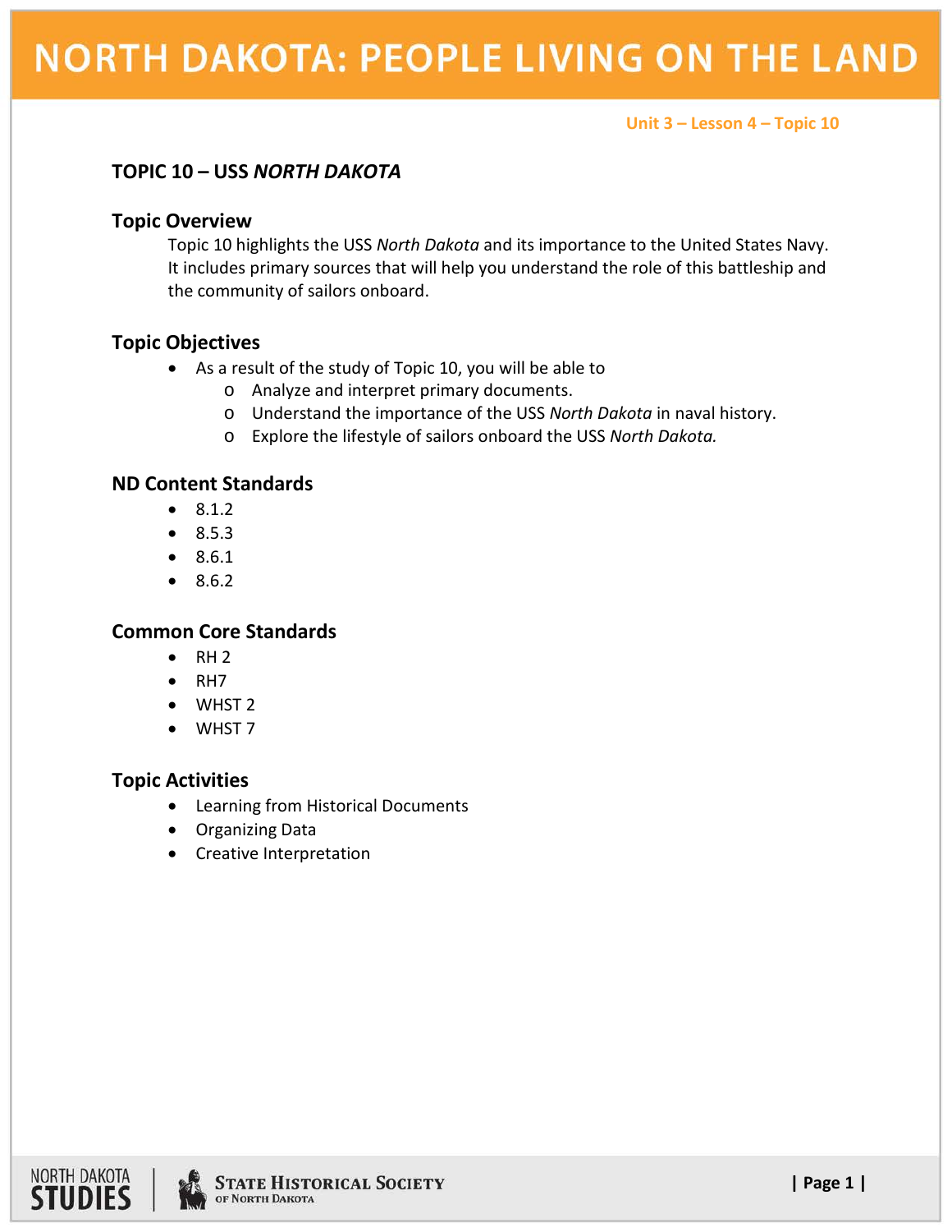# NORTH DAKOTA: PEOPLE LIVING ON THE LAND

Unit 3 – Lesson 4 – Topic 10

## TOPIC 10 – USS *NORTH DAKOTA*

### Topic Overview

Topic 10 highlights the USS *North Dakota* and its importance to the United States Navy. It includes primary sources that will help you understand the role of this battleship and the community of sailors onboard.

### Topic Objectives

- As a result of the study of Topic 10, you will be able to
  - Analyze and interpret primary documents.
  - Understand the importance of the USS *North Dakota* in naval history.
  - Explore the lifestyle of sailors onboard the USS *North Dakota.*

### ND Content Standards

- 8.1.2
- 8.5.3
- 8.6.1
- 8.6.2

### Common Core Standards

- RH 2
- RH7
- WHST 2
- WHST 7

### Topic Activities

- Learning from Historical Documents
- Organizing Data
- Creative Interpretation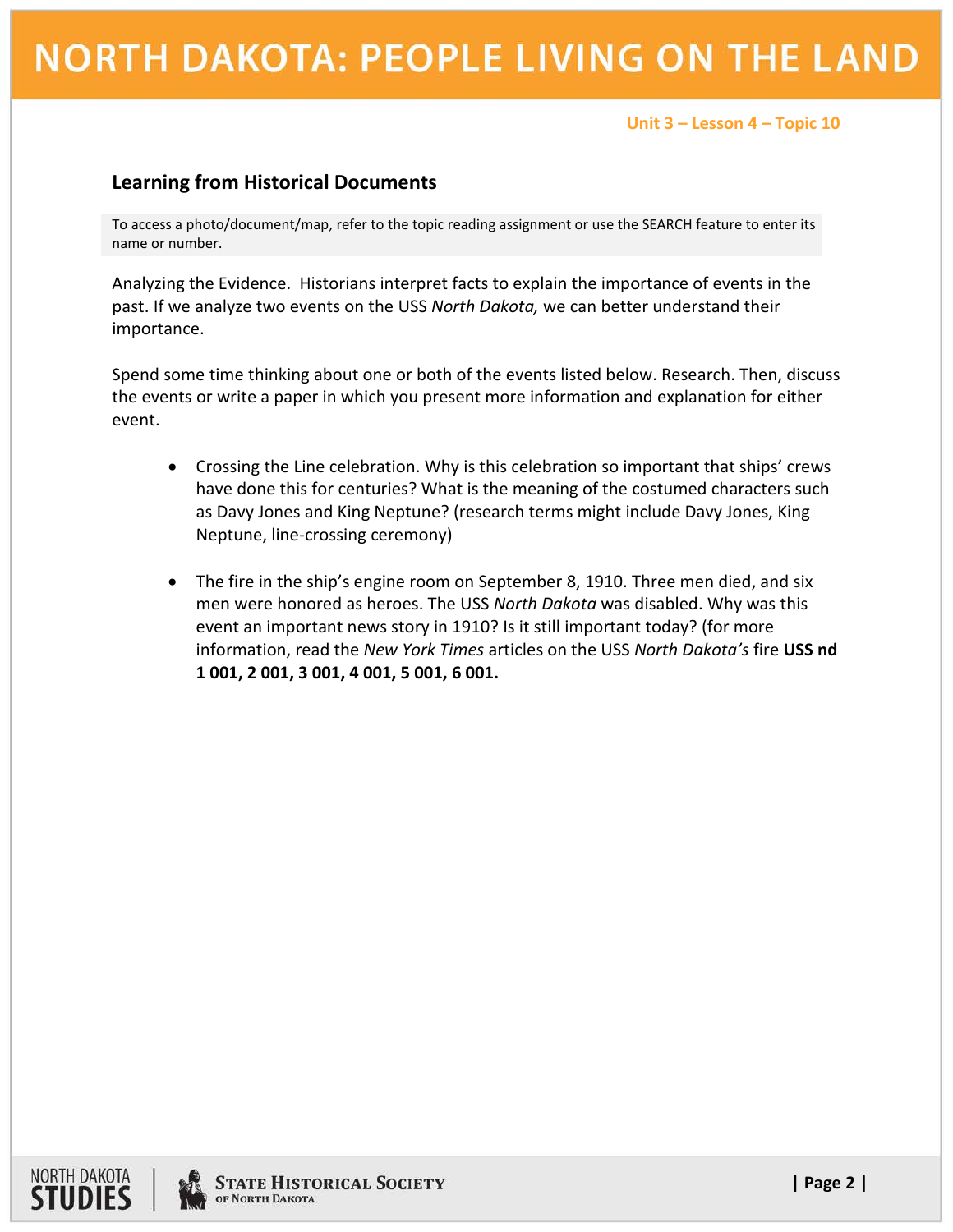Unit 3 – Lesson 4 – Topic 10

### Learning from Historical Documents

To access a photo/document/map, refer to the topic reading assignment or use the SEARCH feature to enter its name or number.

Analyzing the Evidence. Historians interpret facts to explain the importance of events in the past. If we analyze two events on the USS *North Dakota,* we can better understand their importance.

Spend some time thinking about one or both of the events listed below. Research. Then, discuss the events or write a paper in which you present more information and explanation for either event.

- Crossing the Line celebration. Why is this celebration so important that ships' crews have done this for centuries? What is the meaning of the costumed characters such as Davy Jones and King Neptune? (research terms might include Davy Jones, King Neptune, line-crossing ceremony)

- The fire in the ship's engine room on September 8, 1910. Three men died, and six men were honored as heroes. The USS *North Dakota* was disabled. Why was this event an important news story in 1910? Is it still important today? (for more information, read the *New York Times* articles on the USS *North Dakota's* fire **USS nd 1 001, 2 001, 3 001, 4 001, 5 001, 6 001.**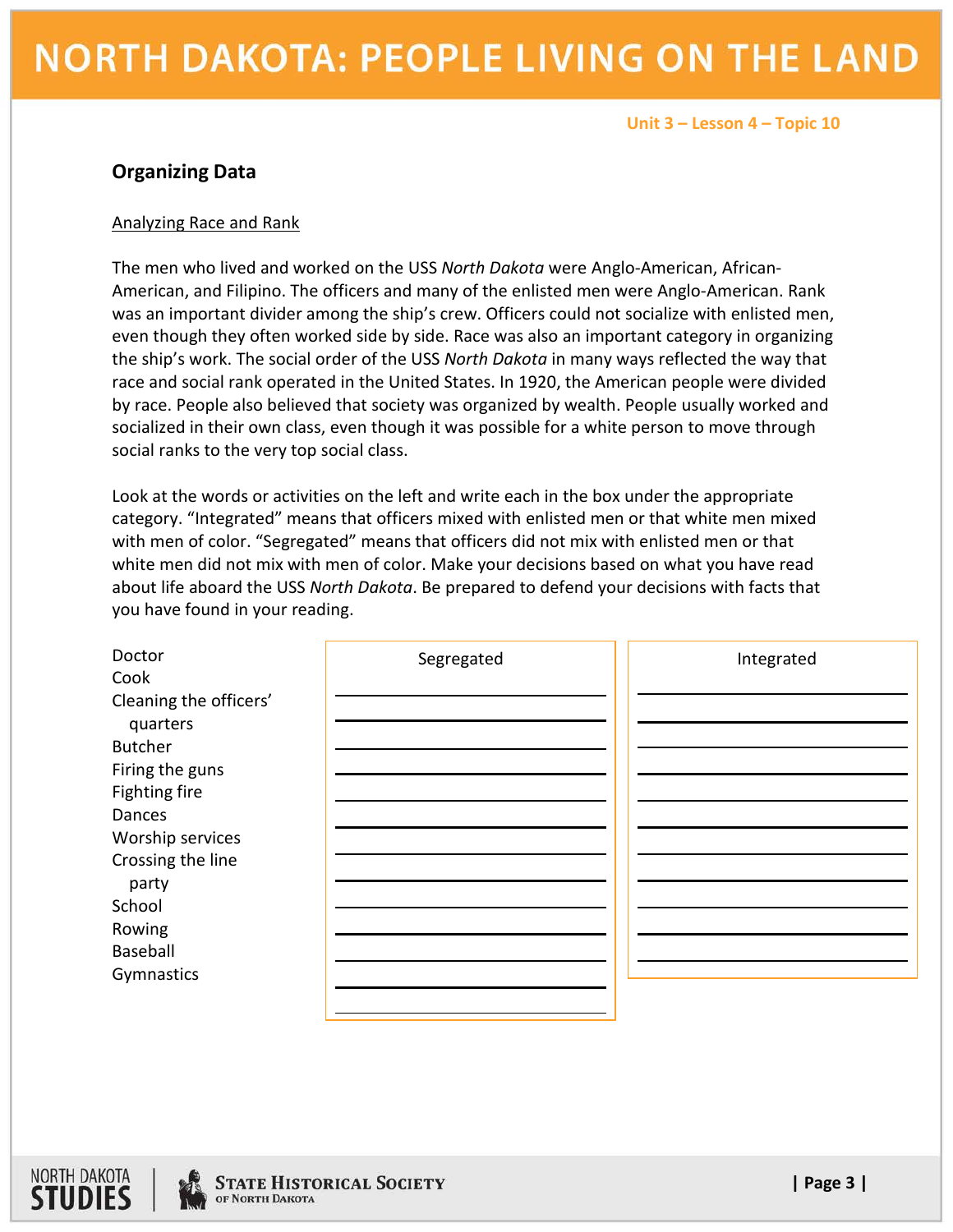Unit 3 – Lesson 4 – Topic 10

## Organizing Data

Analyzing Race and Rank

The men who lived and worked on the USS *North Dakota* were Anglo-American, African-American, and Filipino. The officers and many of the enlisted men were Anglo-American. Rank was an important divider among the ship's crew. Officers could not socialize with enlisted men, even though they often worked side by side. Race was also an important category in organizing the ship's work. The social order of the USS *North Dakota* in many ways reflected the way that race and social rank operated in the United States. In 1920, the American people were divided by race. People also believed that society was organized by wealth. People usually worked and socialized in their own class, even though it was possible for a white person to move through social ranks to the very top social class.

Look at the words or activities on the left and write each in the box under the appropriate category. "Integrated" means that officers mixed with enlisted men or that white men mixed with men of color. "Segregated" means that officers did not mix with enlisted men or that white men did not mix with men of color. Make your decisions based on what you have read about life aboard the USS *North Dakota*. Be prepared to defend your decisions with facts that you have found in your reading.

- Doctor
- Cook
- Cleaning the officers' quarters
- Butcher
- Firing the guns
- Fighting fire
- Dances
- Worship services
- Crossing the line party
- School
- Rowing
- Baseball
- Gymnastics

| Segregated | Integrated |
|---|---|
| | |
| | |
| | |
| | |
| | |
| | |
| | |
| | |
| | |
| | |
| | |
| | |
| | |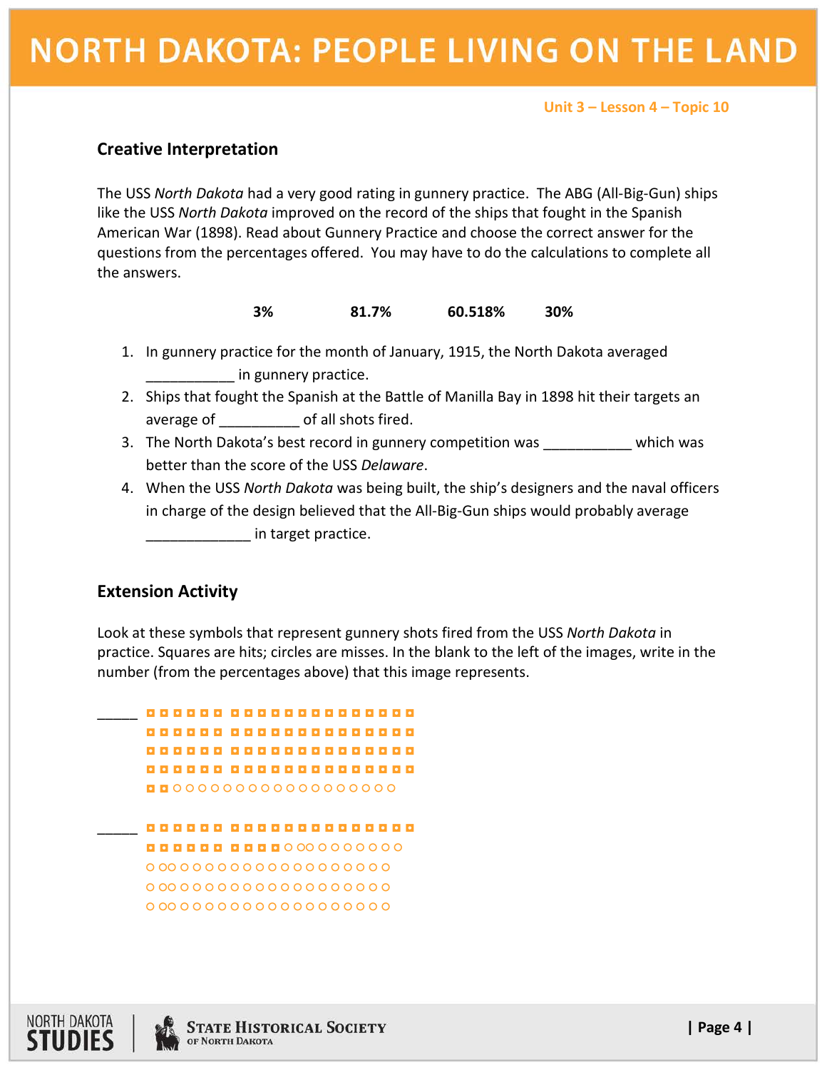### Creative Interpretation

The USS *North Dakota* had a very good rating in gunnery practice. The ABG (All-Big-Gun) ships like the USS *North Dakota* improved on the record of the ships that fought in the Spanish American War (1898). Read about Gunnery Practice and choose the correct answer for the questions from the percentages offered. You may have to do the calculations to complete all the answers.

**3%** **81.7%** **60.518%** **30%**

1. In gunnery practice for the month of January, 1915, the North Dakota averaged ___________ in gunnery practice.
2. Ships that fought the Spanish at the Battle of Manilla Bay in 1898 hit their targets an average of __________ of all shots fired.
3. The North Dakota's best record in gunnery competition was ___________ which was better than the score of the USS *Delaware*.
4. When the USS *North Dakota* was being built, the ship's designers and the naval officers in charge of the design believed that the All-Big-Gun ships would probably average _____________ in target practice.

### Extension Activity

Look at these symbols that represent gunnery shots fired from the USS *North Dakota* in practice. Squares are hits; circles are misses. In the blank to the left of the images, write in the number (from the percentages above) that this image represents.

_____ ■■■■■■ ■■■■■■■■■■■■■■
■■■■■■ ■■■■■■■■■■■■■■
■■■■■■ ■■■■■■■■■■■■■■
■■■■■■ ■■■■■■■■■■■■■■
■■○○○○○○○○○○○○○○○○○○○

_____ ■■■■■■ ■■■■■■■■■■■■■■
■■■■■■ ■■■■■○○○○○○○○○○
○○○○○○○○○○○○○○○○○○○○○
○○○○○○○○○○○○○○○○○○○○○
○○○○○○○○○○○○○○○○○○○○○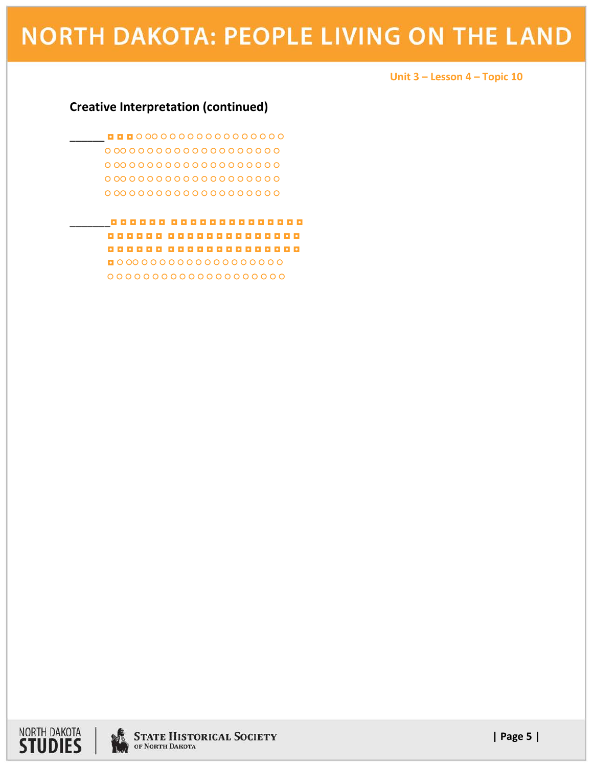**Creative Interpretation (continued)**

______ ▣ ▣ ▣ ○ ○○ ○ ○ ○ ○ ○ ○ ○ ○ ○ ○ ○ ○ ○ ○ ○ ○
○ ○○ ○ ○ ○ ○ ○ ○ ○ ○ ○ ○ ○ ○ ○ ○ ○ ○ ○ ○
○ ○○ ○ ○ ○ ○ ○ ○ ○ ○ ○ ○ ○ ○ ○ ○ ○ ○ ○ ○
○ ○○ ○ ○ ○ ○ ○ ○ ○ ○ ○ ○ ○ ○ ○ ○ ○ ○ ○ ○
○ ○○ ○ ○ ○ ○ ○ ○ ○ ○ ○ ○ ○ ○ ○ ○ ○ ○ ○ ○

_______ ▣ ▣ ▣ ▣ ▣ ▣ ▣ ▣ ▣ ▣ ▣ ▣ ▣ ▣ ▣ ▣ ▣ ▣ ▣ ▣ ▣ ▣
▣ ▣ ▣ ▣ ▣ ▣ ▣ ▣ ▣ ▣ ▣ ▣ ▣ ▣ ▣ ▣ ▣ ▣ ▣ ▣ ▣ ▣
▣ ▣ ▣ ▣ ▣ ▣ ▣ ▣ ▣ ▣ ▣ ▣ ▣ ▣ ▣ ▣ ▣ ▣ ▣ ▣ ▣ ▣
▣ ○ ○○ ○ ○ ○ ○ ○ ○ ○ ○ ○ ○ ○ ○ ○ ○ ○ ○ ○
○ ○ ○ ○ ○ ○ ○ ○ ○ ○ ○ ○ ○ ○ ○ ○ ○ ○ ○ ○